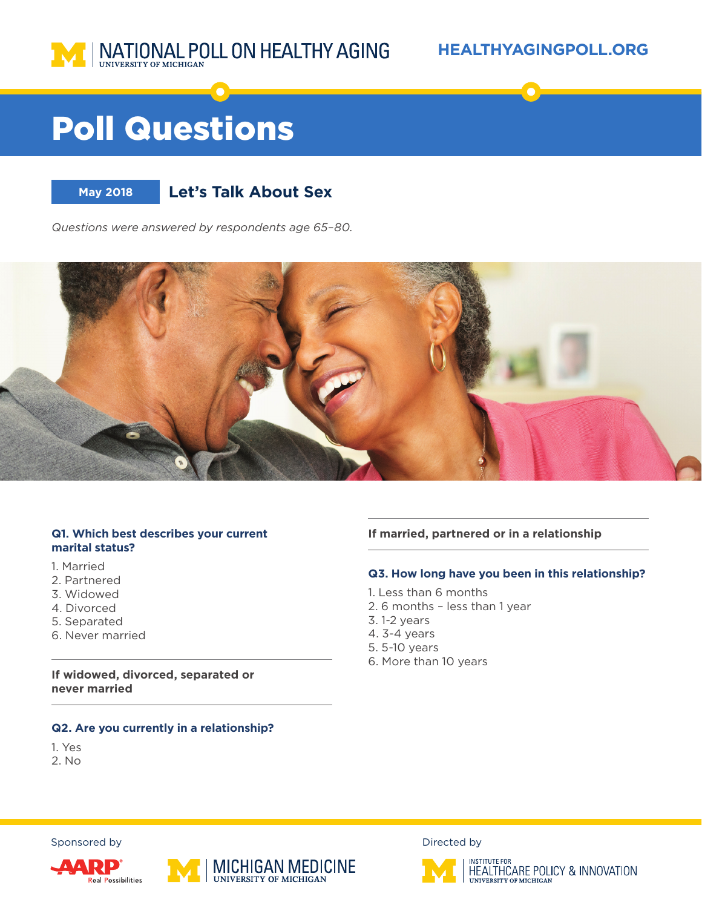NATIONAL POLL ON HEALTHY AGING
UNIVERSITY OF MICHIGAN

HEALTHYAGINGPOLL.ORG

# Poll Questions

**May 2018** | **Let's Talk About Sex**

*Questions were answered by respondents age 65–80.*

**Q1. Which best describes your current marital status?**

1. Married
2. Partnered
3. Widowed
4. Divorced
5. Separated
6. Never married

---

**If widowed, divorced, separated or never married**

---

**Q2. Are you currently in a relationship?**

1. Yes
2. No

---

**If married, partnered or in a relationship**

---

**Q3. How long have you been in this relationship?**

1. Less than 6 months
2. 6 months – less than 1 year
3. 1-2 years
4. 3-4 years
5. 5-10 years
6. More than 10 years

Sponsored by AARP Real Possibilities, MICHIGAN MEDICINE UNIVERSITY OF MICHIGAN

Directed by INSTITUTE FOR HEALTHCARE POLICY & INNOVATION UNIVERSITY OF MICHIGAN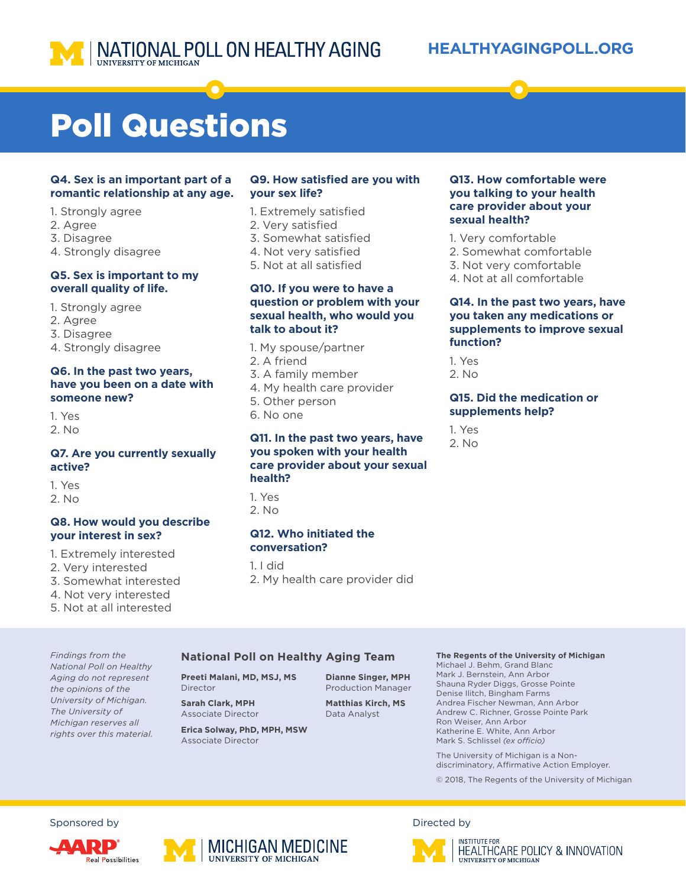NATIONAL POLL ON HEALTHY AGING
UNIVERSITY OF MICHIGAN

HEALTHYAGINGPOLL.ORG

# Poll Questions

**Q4. Sex is an important part of a romantic relationship at any age.**

1. Strongly agree
2. Agree
3. Disagree
4. Strongly disagree

**Q5. Sex is important to my overall quality of life.**

1. Strongly agree
2. Agree
3. Disagree
4. Strongly disagree

**Q6. In the past two years, have you been on a date with someone new?**

1. Yes
2. No

**Q7. Are you currently sexually active?**

1. Yes
2. No

**Q8. How would you describe your interest in sex?**

1. Extremely interested
2. Very interested
3. Somewhat interested
4. Not very interested
5. Not at all interested

**Q9. How satisfied are you with your sex life?**

1. Extremely satisfied
2. Very satisfied
3. Somewhat satisfied
4. Not very satisfied
5. Not at all satisfied

**Q10. If you were to have a question or problem with your sexual health, who would you talk to about it?**

1. My spouse/partner
2. A friend
3. A family member
4. My health care provider
5. Other person
6. No one

**Q11. In the past two years, have you spoken with your health care provider about your sexual health?**

1. Yes
2. No

**Q12. Who initiated the conversation?**

1. I did
2. My health care provider did

**Q13. How comfortable were you talking to your health care provider about your sexual health?**

1. Very comfortable
2. Somewhat comfortable
3. Not very comfortable
4. Not at all comfortable

**Q14. In the past two years, have you taken any medications or supplements to improve sexual function?**

1. Yes
2. No

**Q15. Did the medication or supplements help?**

1. Yes
2. No

*Findings from the National Poll on Healthy Aging do not represent the opinions of the University of Michigan. The University of Michigan reserves all rights over this material.*

**National Poll on Healthy Aging Team**

**Preeti Malani, MD, MSJ, MS**
Director

**Sarah Clark, MPH**
Associate Director

**Erica Solway, PhD, MPH, MSW**
Associate Director

**Dianne Singer, MPH**
Production Manager

**Matthias Kirch, MS**
Data Analyst

**The Regents of the University of Michigan**
Michael J. Behm, Grand Blanc
Mark J. Bernstein, Ann Arbor
Shauna Ryder Diggs, Grosse Pointe
Denise Ilitch, Bingham Farms
Andrea Fischer Newman, Ann Arbor
Andrew C. Richner, Grosse Pointe Park
Ron Weiser, Ann Arbor
Katherine E. White, Ann Arbor
Mark S. Schlissel *(ex officio)*

The University of Michigan is a Non-discriminatory, Affirmative Action Employer.

© 2018, The Regents of the University of Michigan

Sponsored by

AARP Real Possibilities

MICHIGAN MEDICINE UNIVERSITY OF MICHIGAN

Directed by

INSTITUTE FOR HEALTHCARE POLICY & INNOVATION UNIVERSITY OF MICHIGAN